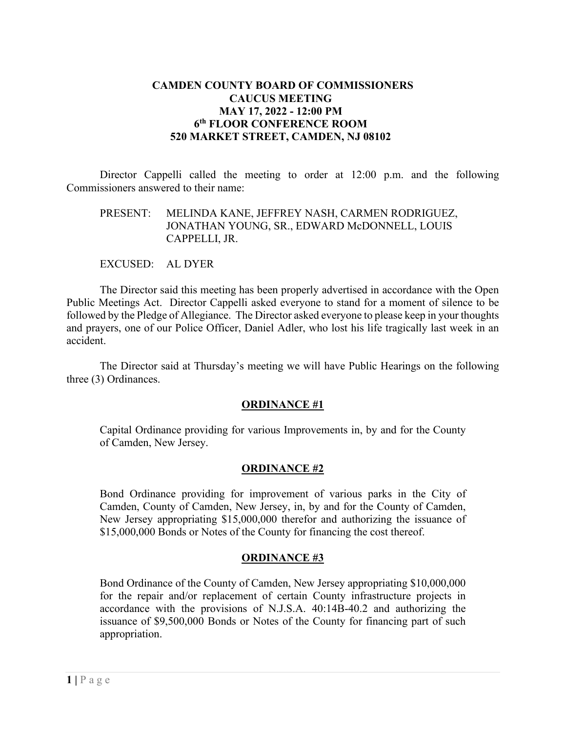# CAMDEN COUNTY BOARD OF COMMISSIONERS
## CAUCUS MEETING
## MAY 17, 2022 - 12:00 PM
## 6th FLOOR CONFERENCE ROOM
## 520 MARKET STREET, CAMDEN, NJ 08102

Director Cappelli called the meeting to order at 12:00 p.m. and the following Commissioners answered to their name:

PRESENT: MELINDA KANE, JEFFREY NASH, CARMEN RODRIGUEZ, JONATHAN YOUNG, SR., EDWARD McDONNELL, LOUIS CAPPELLI, JR.

EXCUSED: AL DYER

The Director said this meeting has been properly advertised in accordance with the Open Public Meetings Act. Director Cappelli asked everyone to stand for a moment of silence to be followed by the Pledge of Allegiance. The Director asked everyone to please keep in your thoughts and prayers, one of our Police Officer, Daniel Adler, who lost his life tragically last week in an accident.

The Director said at Thursday's meeting we will have Public Hearings on the following three (3) Ordinances.

**ORDINANCE #1**

Capital Ordinance providing for various Improvements in, by and for the County of Camden, New Jersey.

**ORDINANCE #2**

Bond Ordinance providing for improvement of various parks in the City of Camden, County of Camden, New Jersey, in, by and for the County of Camden, New Jersey appropriating $15,000,000 therefor and authorizing the issuance of $15,000,000 Bonds or Notes of the County for financing the cost thereof.

**ORDINANCE #3**

Bond Ordinance of the County of Camden, New Jersey appropriating $10,000,000 for the repair and/or replacement of certain County infrastructure projects in accordance with the provisions of N.J.S.A. 40:14B-40.2 and authorizing the issuance of $9,500,000 Bonds or Notes of the County for financing part of such appropriation.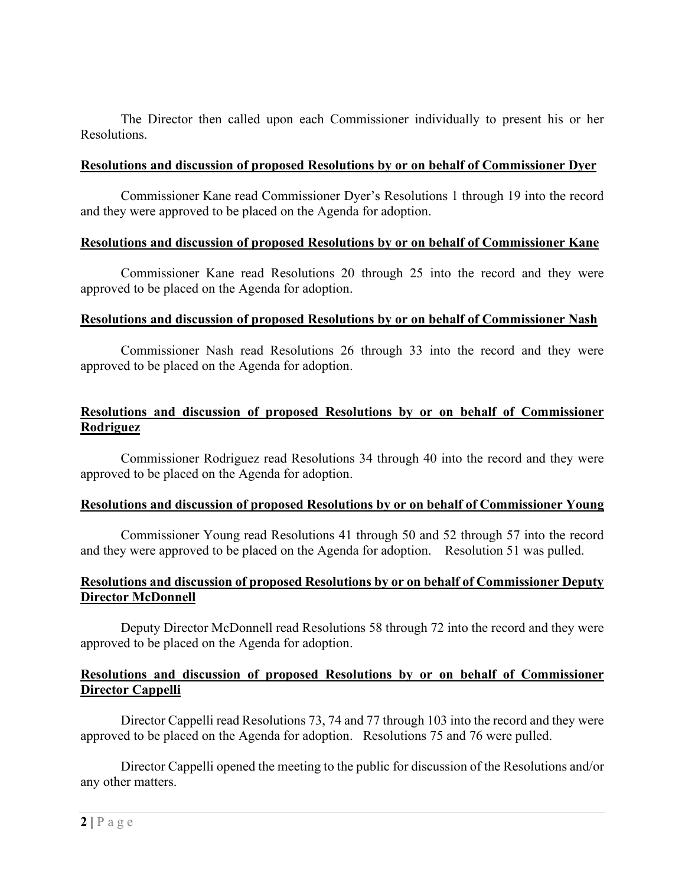The Director then called upon each Commissioner individually to present his or her Resolutions.

**<u>Resolutions and discussion of proposed Resolutions by or on behalf of Commissioner Dyer</u>**

Commissioner Kane read Commissioner Dyer's Resolutions 1 through 19 into the record and they were approved to be placed on the Agenda for adoption.

**<u>Resolutions and discussion of proposed Resolutions by or on behalf of Commissioner Kane</u>**

Commissioner Kane read Resolutions 20 through 25 into the record and they were approved to be placed on the Agenda for adoption.

**<u>Resolutions and discussion of proposed Resolutions by or on behalf of Commissioner Nash</u>**

Commissioner Nash read Resolutions 26 through 33 into the record and they were approved to be placed on the Agenda for adoption.

**<u>Resolutions and discussion of proposed Resolutions by or on behalf of Commissioner Rodriguez</u>**

Commissioner Rodriguez read Resolutions 34 through 40 into the record and they were approved to be placed on the Agenda for adoption.

**<u>Resolutions and discussion of proposed Resolutions by or on behalf of Commissioner Young</u>**

Commissioner Young read Resolutions 41 through 50 and 52 through 57 into the record and they were approved to be placed on the Agenda for adoption. Resolution 51 was pulled.

**<u>Resolutions and discussion of proposed Resolutions by or on behalf of Commissioner Deputy Director McDonnell</u>**

Deputy Director McDonnell read Resolutions 58 through 72 into the record and they were approved to be placed on the Agenda for adoption.

**<u>Resolutions and discussion of proposed Resolutions by or on behalf of Commissioner Director Cappelli</u>**

Director Cappelli read Resolutions 73, 74 and 77 through 103 into the record and they were approved to be placed on the Agenda for adoption. Resolutions 75 and 76 were pulled.

Director Cappelli opened the meeting to the public for discussion of the Resolutions and/or any other matters.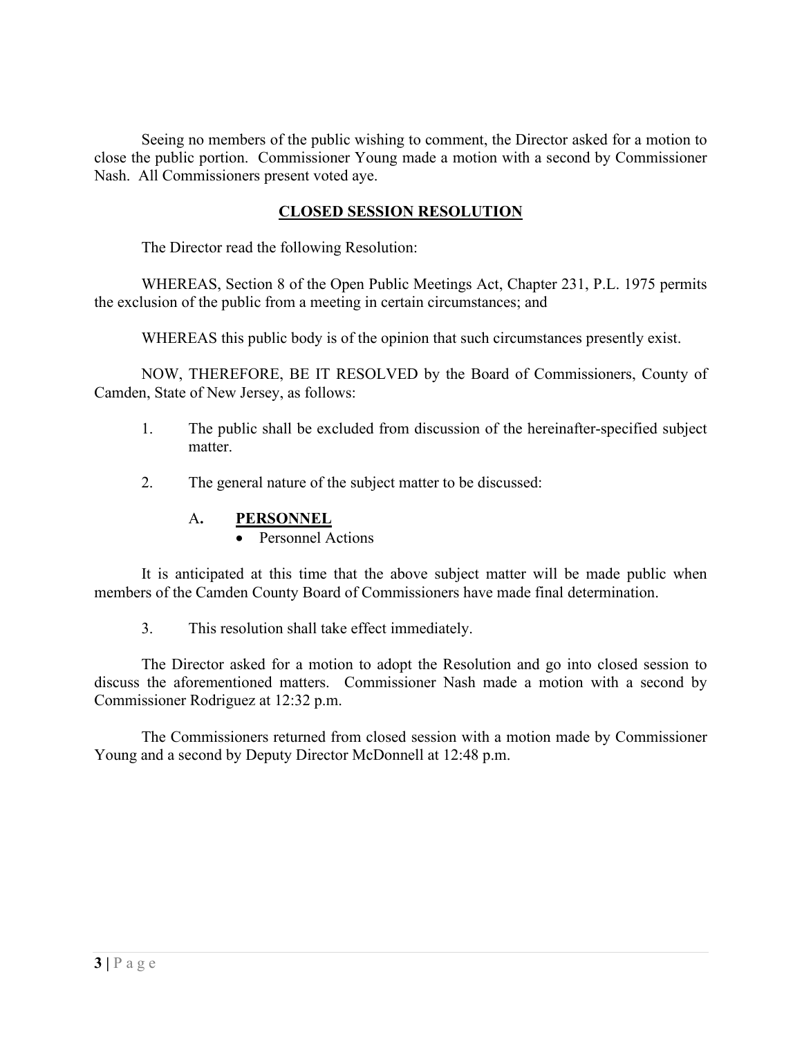Seeing no members of the public wishing to comment, the Director asked for a motion to close the public portion. Commissioner Young made a motion with a second by Commissioner Nash. All Commissioners present voted aye.

## CLOSED SESSION RESOLUTION

The Director read the following Resolution:

WHEREAS, Section 8 of the Open Public Meetings Act, Chapter 231, P.L. 1975 permits the exclusion of the public from a meeting in certain circumstances; and

WHEREAS this public body is of the opinion that such circumstances presently exist.

NOW, THEREFORE, BE IT RESOLVED by the Board of Commissioners, County of Camden, State of New Jersey, as follows:

1. The public shall be excluded from discussion of the hereinafter-specified subject matter.

2. The general nature of the subject matter to be discussed:

   A**.** **PERSONNEL**
   - Personnel Actions

It is anticipated at this time that the above subject matter will be made public when members of the Camden County Board of Commissioners have made final determination.

3. This resolution shall take effect immediately.

The Director asked for a motion to adopt the Resolution and go into closed session to discuss the aforementioned matters. Commissioner Nash made a motion with a second by Commissioner Rodriguez at 12:32 p.m.

The Commissioners returned from closed session with a motion made by Commissioner Young and a second by Deputy Director McDonnell at 12:48 p.m.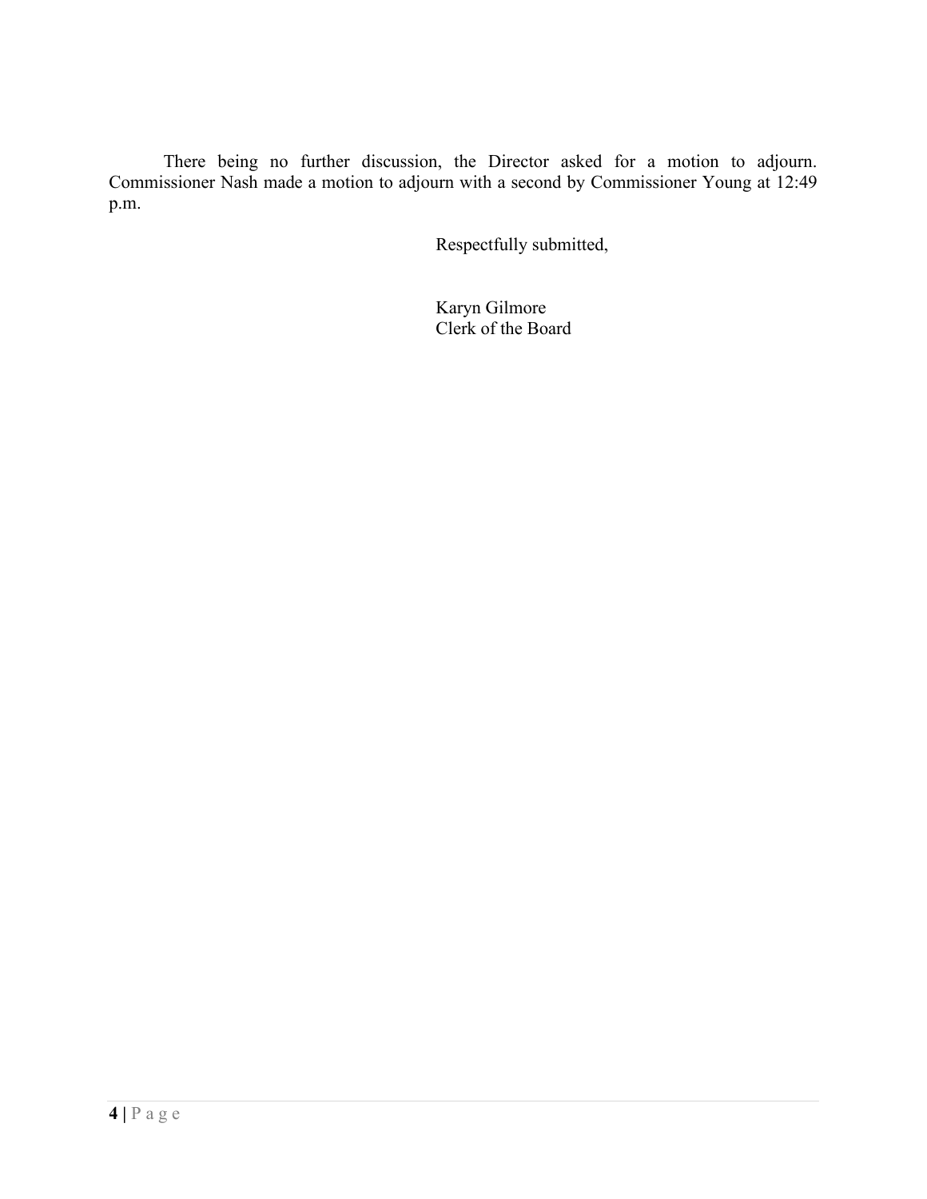There being no further discussion, the Director asked for a motion to adjourn. Commissioner Nash made a motion to adjourn with a second by Commissioner Young at 12:49 p.m.

Respectfully submitted,

Karyn Gilmore
Clerk of the Board